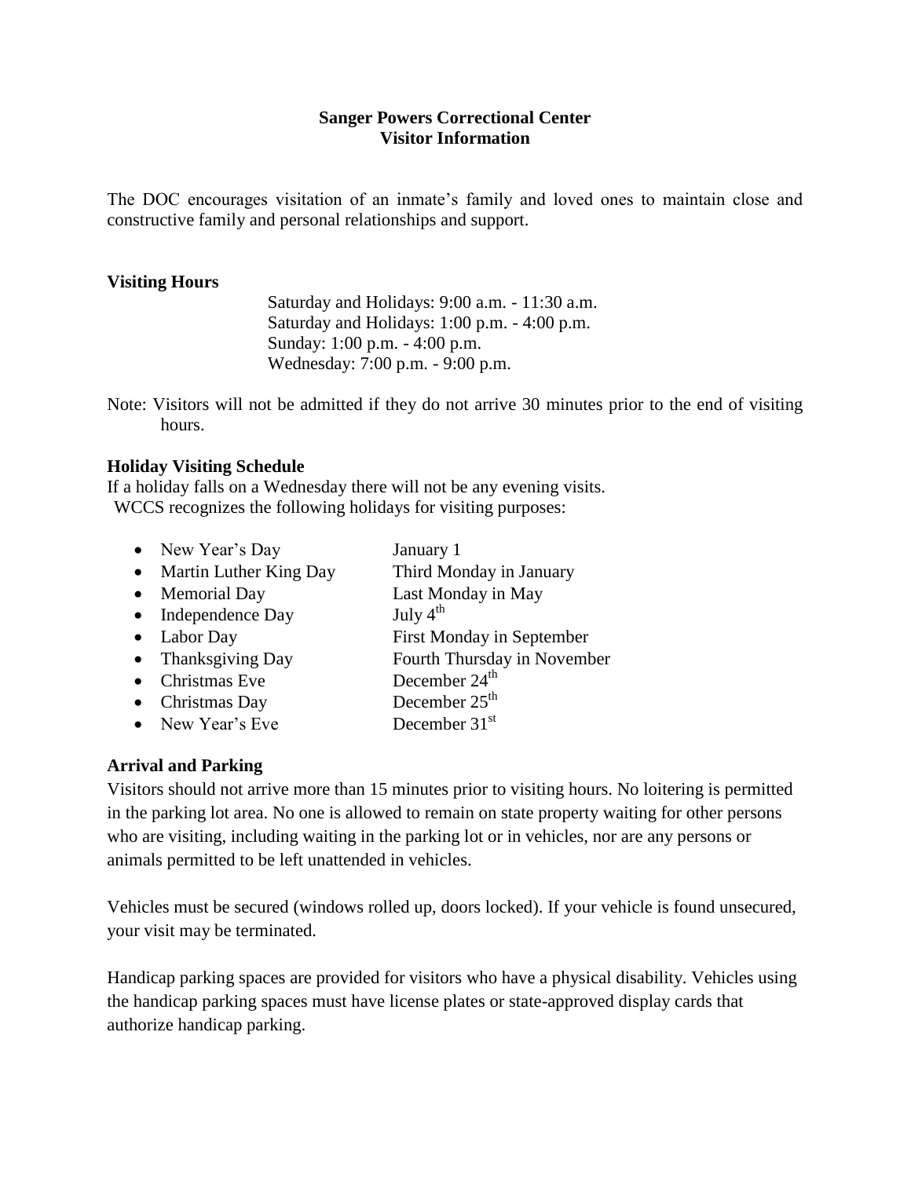**Sanger Powers Correctional Center**
**Visitor Information**

The DOC encourages visitation of an inmate's family and loved ones to maintain close and constructive family and personal relationships and support.

**Visiting Hours**

Saturday and Holidays: 9:00 a.m. - 11:30 a.m.
Saturday and Holidays: 1:00 p.m. - 4:00 p.m.
Sunday: 1:00 p.m. - 4:00 p.m.
Wednesday: 7:00 p.m. - 9:00 p.m.

Note: Visitors will not be admitted if they do not arrive 30 minutes prior to the end of visiting hours.

**Holiday Visiting Schedule**

If a holiday falls on a Wednesday there will not be any evening visits.
WCCS recognizes the following holidays for visiting purposes:

- New Year's Day — January 1
- Martin Luther King Day — Third Monday in January
- Memorial Day — Last Monday in May
- Independence Day — July 4th
- Labor Day — First Monday in September
- Thanksgiving Day — Fourth Thursday in November
- Christmas Eve — December 24th
- Christmas Day — December 25th
- New Year's Eve — December 31st

**Arrival and Parking**

Visitors should not arrive more than 15 minutes prior to visiting hours. No loitering is permitted in the parking lot area. No one is allowed to remain on state property waiting for other persons who are visiting, including waiting in the parking lot or in vehicles, nor are any persons or animals permitted to be left unattended in vehicles.

Vehicles must be secured (windows rolled up, doors locked). If your vehicle is found unsecured, your visit may be terminated.

Handicap parking spaces are provided for visitors who have a physical disability. Vehicles using the handicap parking spaces must have license plates or state-approved display cards that authorize handicap parking.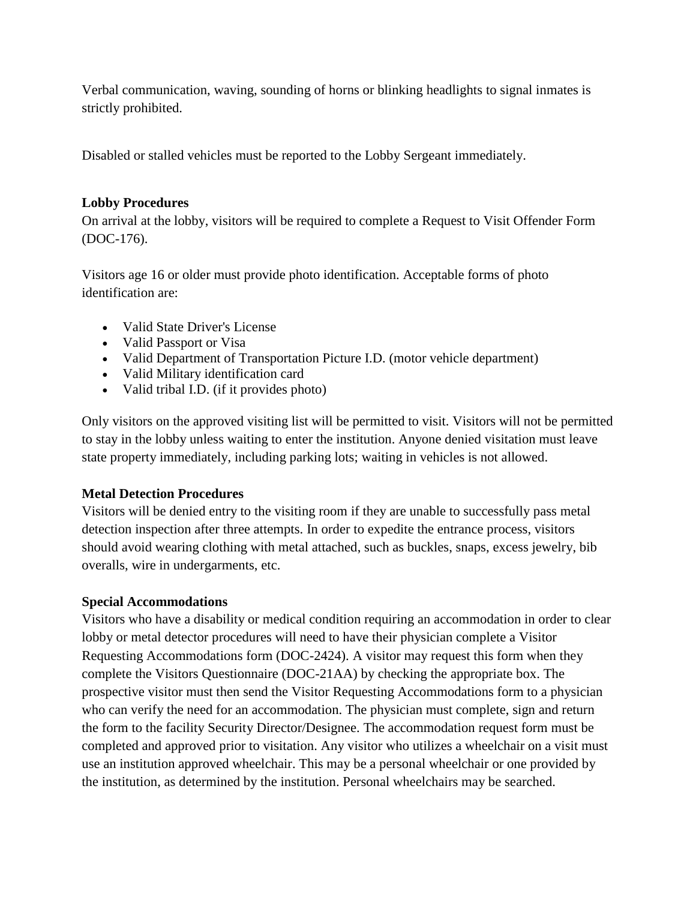Verbal communication, waving, sounding of horns or blinking headlights to signal inmates is strictly prohibited.

Disabled or stalled vehicles must be reported to the Lobby Sergeant immediately.

**Lobby Procedures**

On arrival at the lobby, visitors will be required to complete a Request to Visit Offender Form (DOC-176).

Visitors age 16 or older must provide photo identification. Acceptable forms of photo identification are:

- Valid State Driver's License
- Valid Passport or Visa
- Valid Department of Transportation Picture I.D. (motor vehicle department)
- Valid Military identification card
- Valid tribal I.D. (if it provides photo)

Only visitors on the approved visiting list will be permitted to visit. Visitors will not be permitted to stay in the lobby unless waiting to enter the institution. Anyone denied visitation must leave state property immediately, including parking lots; waiting in vehicles is not allowed.

**Metal Detection Procedures**

Visitors will be denied entry to the visiting room if they are unable to successfully pass metal detection inspection after three attempts. In order to expedite the entrance process, visitors should avoid wearing clothing with metal attached, such as buckles, snaps, excess jewelry, bib overalls, wire in undergarments, etc.

**Special Accommodations**

Visitors who have a disability or medical condition requiring an accommodation in order to clear lobby or metal detector procedures will need to have their physician complete a Visitor Requesting Accommodations form (DOC-2424). A visitor may request this form when they complete the Visitors Questionnaire (DOC-21AA) by checking the appropriate box. The prospective visitor must then send the Visitor Requesting Accommodations form to a physician who can verify the need for an accommodation. The physician must complete, sign and return the form to the facility Security Director/Designee. The accommodation request form must be completed and approved prior to visitation. Any visitor who utilizes a wheelchair on a visit must use an institution approved wheelchair. This may be a personal wheelchair or one provided by the institution, as determined by the institution. Personal wheelchairs may be searched.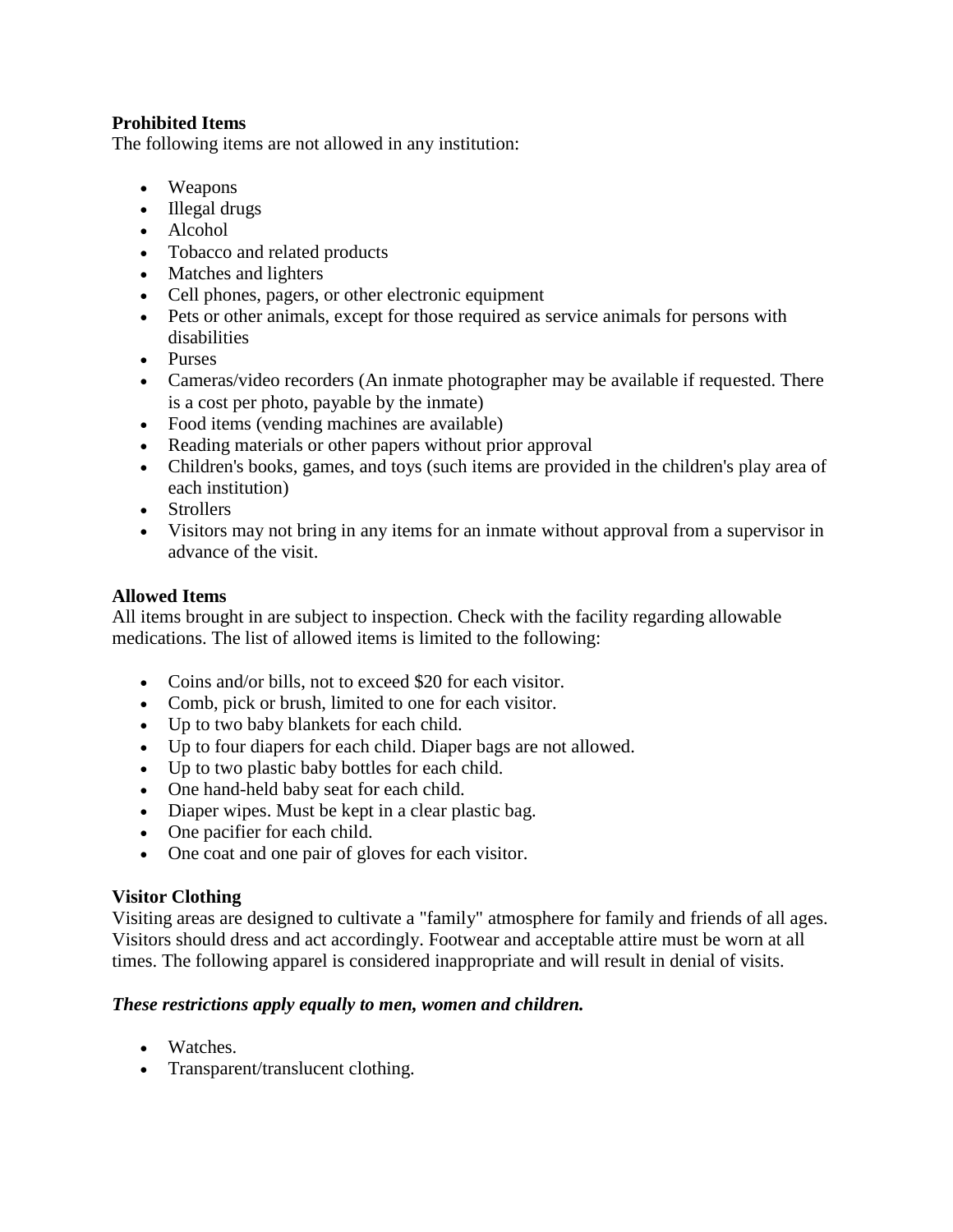**Prohibited Items**
The following items are not allowed in any institution:

- Weapons
- Illegal drugs
- Alcohol
- Tobacco and related products
- Matches and lighters
- Cell phones, pagers, or other electronic equipment
- Pets or other animals, except for those required as service animals for persons with disabilities
- Purses
- Cameras/video recorders (An inmate photographer may be available if requested. There is a cost per photo, payable by the inmate)
- Food items (vending machines are available)
- Reading materials or other papers without prior approval
- Children's books, games, and toys (such items are provided in the children's play area of each institution)
- Strollers
- Visitors may not bring in any items for an inmate without approval from a supervisor in advance of the visit.

**Allowed Items**
All items brought in are subject to inspection. Check with the facility regarding allowable medications. The list of allowed items is limited to the following:

- Coins and/or bills, not to exceed $20 for each visitor.
- Comb, pick or brush, limited to one for each visitor.
- Up to two baby blankets for each child.
- Up to four diapers for each child. Diaper bags are not allowed.
- Up to two plastic baby bottles for each child.
- One hand-held baby seat for each child.
- Diaper wipes. Must be kept in a clear plastic bag.
- One pacifier for each child.
- One coat and one pair of gloves for each visitor.

**Visitor Clothing**
Visiting areas are designed to cultivate a "family" atmosphere for family and friends of all ages. Visitors should dress and act accordingly. Footwear and acceptable attire must be worn at all times. The following apparel is considered inappropriate and will result in denial of visits.

***These restrictions apply equally to men, women and children.***

- Watches.
- Transparent/translucent clothing.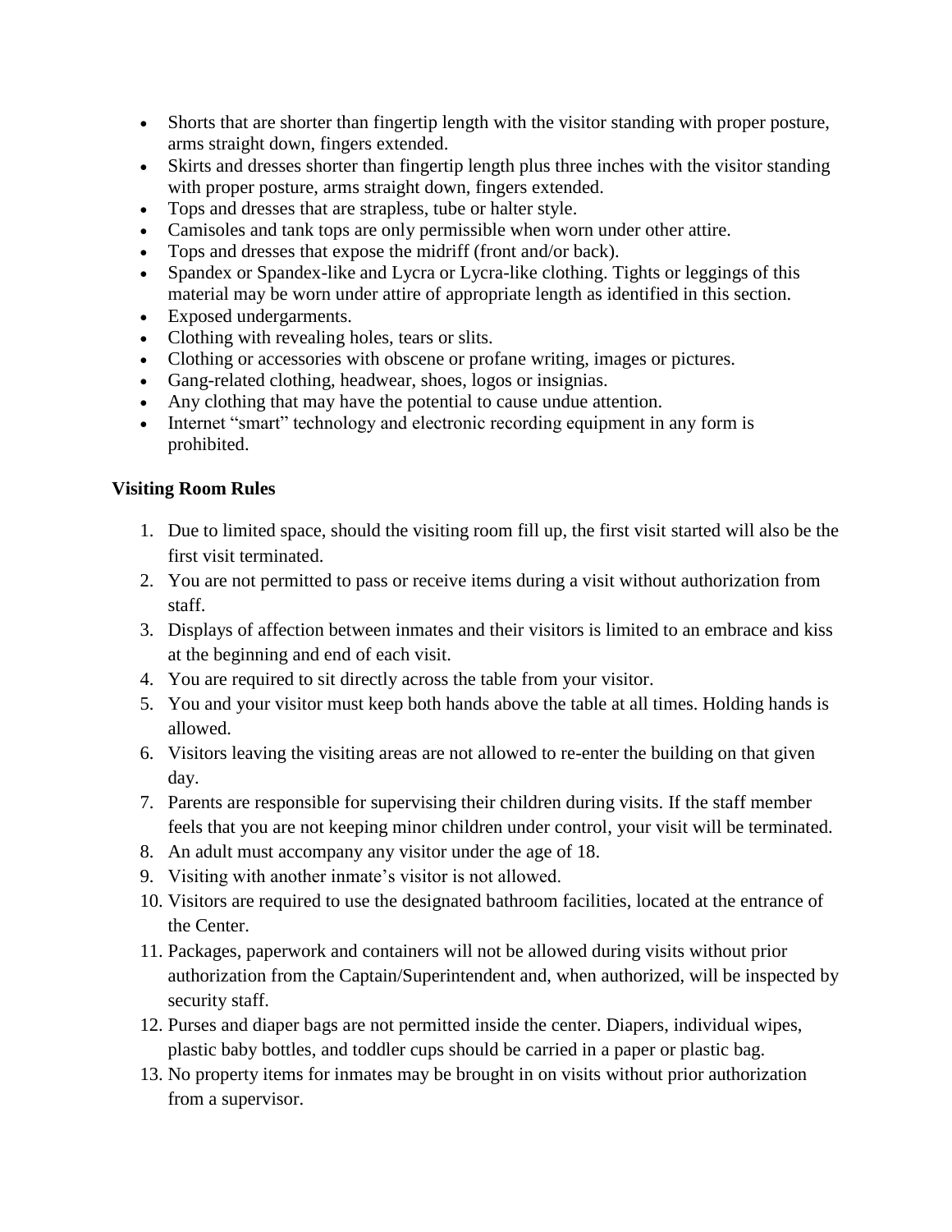- Shorts that are shorter than fingertip length with the visitor standing with proper posture, arms straight down, fingers extended.
- Skirts and dresses shorter than fingertip length plus three inches with the visitor standing with proper posture, arms straight down, fingers extended.
- Tops and dresses that are strapless, tube or halter style.
- Camisoles and tank tops are only permissible when worn under other attire.
- Tops and dresses that expose the midriff (front and/or back).
- Spandex or Spandex-like and Lycra or Lycra-like clothing. Tights or leggings of this material may be worn under attire of appropriate length as identified in this section.
- Exposed undergarments.
- Clothing with revealing holes, tears or slits.
- Clothing or accessories with obscene or profane writing, images or pictures.
- Gang-related clothing, headwear, shoes, logos or insignias.
- Any clothing that may have the potential to cause undue attention.
- Internet "smart" technology and electronic recording equipment in any form is prohibited.

**Visiting Room Rules**

1. Due to limited space, should the visiting room fill up, the first visit started will also be the first visit terminated.
2. You are not permitted to pass or receive items during a visit without authorization from staff.
3. Displays of affection between inmates and their visitors is limited to an embrace and kiss at the beginning and end of each visit.
4. You are required to sit directly across the table from your visitor.
5. You and your visitor must keep both hands above the table at all times. Holding hands is allowed.
6. Visitors leaving the visiting areas are not allowed to re-enter the building on that given day.
7. Parents are responsible for supervising their children during visits. If the staff member feels that you are not keeping minor children under control, your visit will be terminated.
8. An adult must accompany any visitor under the age of 18.
9. Visiting with another inmate's visitor is not allowed.
10. Visitors are required to use the designated bathroom facilities, located at the entrance of the Center.
11. Packages, paperwork and containers will not be allowed during visits without prior authorization from the Captain/Superintendent and, when authorized, will be inspected by security staff.
12. Purses and diaper bags are not permitted inside the center. Diapers, individual wipes, plastic baby bottles, and toddler cups should be carried in a paper or plastic bag.
13. No property items for inmates may be brought in on visits without prior authorization from a supervisor.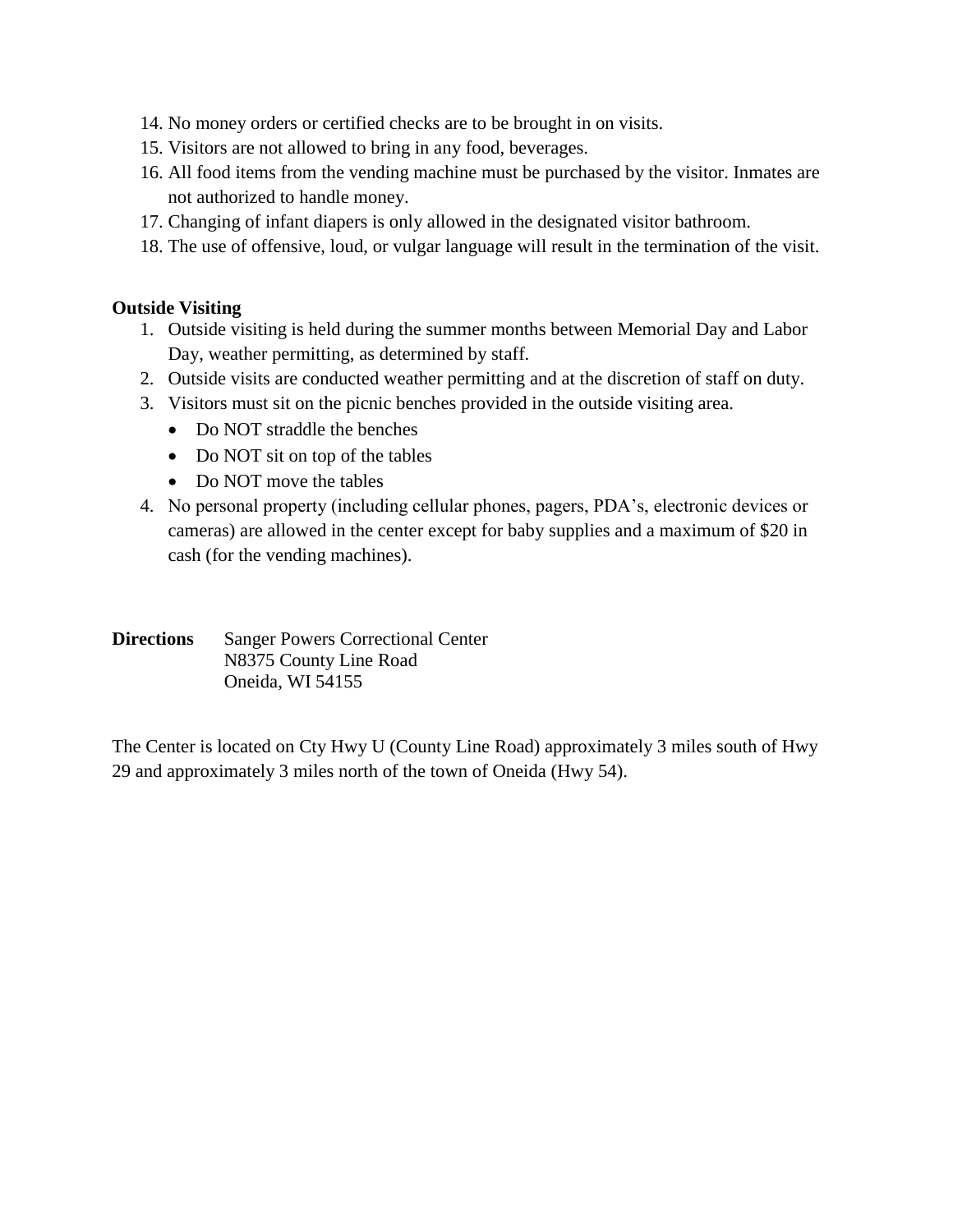14. No money orders or certified checks are to be brought in on visits.
15. Visitors are not allowed to bring in any food, beverages.
16. All food items from the vending machine must be purchased by the visitor. Inmates are not authorized to handle money.
17. Changing of infant diapers is only allowed in the designated visitor bathroom.
18. The use of offensive, loud, or vulgar language will result in the termination of the visit.

**Outside Visiting**

1. Outside visiting is held during the summer months between Memorial Day and Labor Day, weather permitting, as determined by staff.
2. Outside visits are conducted weather permitting and at the discretion of staff on duty.
3. Visitors must sit on the picnic benches provided in the outside visiting area.
   - Do NOT straddle the benches
   - Do NOT sit on top of the tables
   - Do NOT move the tables
4. No personal property (including cellular phones, pagers, PDA's, electronic devices or cameras) are allowed in the center except for baby supplies and a maximum of $20 in cash (for the vending machines).

**Directions** Sanger Powers Correctional Center
N8375 County Line Road
Oneida, WI 54155

The Center is located on Cty Hwy U (County Line Road) approximately 3 miles south of Hwy 29 and approximately 3 miles north of the town of Oneida (Hwy 54).